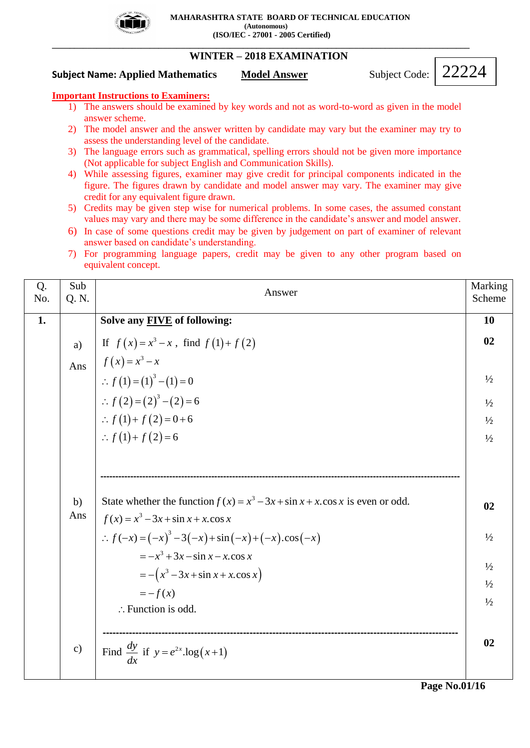**MAHARASHTRA STATE BOARD OF TECHNICAL EDUCATION**
**(Autonomous)**
**(ISO/IEC - 27001 - 2005 Certified)**

## WINTER – 2018 EXAMINATION

**Subject Name: Applied Mathematics** **Model Answer** Subject Code: 22224

**Important Instructions to Examiners:**

1) The answers should be examined by key words and not as word-to-word as given in the model answer scheme.
2) The model answer and the answer written by candidate may vary but the examiner may try to assess the understanding level of the candidate.
3) The language errors such as grammatical, spelling errors should not be given more importance (Not applicable for subject English and Communication Skills).
4) While assessing figures, examiner may give credit for principal components indicated in the figure. The figures drawn by candidate and model answer may vary. The examiner may give credit for any equivalent figure drawn.
5) Credits may be given step wise for numerical problems. In some cases, the assumed constant values may vary and there may be some difference in the candidate's answer and model answer.
6) In case of some questions credit may be given by judgement on part of examiner of relevant answer based on candidate's understanding.
7) For programming language papers, credit may be given to any other program based on equivalent concept.

| Q. No. | Sub Q. N. | Answer | Marking Scheme |
|---|---|---|---|
| **1.** | | **Solve any FIVE of following:** | **10** |
| | a) | If $f(x)=x^3-x$, find $f(1)+f(2)$ | **02** |
| | Ans | $f(x)=x^3-x$ | |
| | | $\therefore f(1)=(1)^3-(1)=0$ | ½ |
| | | $\therefore f(2)=(2)^3-(2)=6$ | ½ |
| | | $\therefore f(1)+f(2)=0+6$ | ½ |
| | | $\therefore f(1)+f(2)=6$ | ½ |
| | b) | State whether the function $f(x)=x^3-3x+\sin x+x.\cos x$ is even or odd. | **02** |
| | Ans | $f(x)=x^3-3x+\sin x+x.\cos x$ | |
| | | $\therefore f(-x)=(-x)^3-3(-x)+\sin(-x)+(-x).\cos(-x)$ | ½ |
| | | $=-x^3+3x-\sin x-x.\cos x$ | ½ |
| | | $=-\left(x^3-3x+\sin x+x.\cos x\right)$ | ½ |
| | | $=-f(x)$ | |
| | | $\therefore$ Function is odd. | ½ |
| | c) | Find $\frac{dy}{dx}$ if $y=e^{2x}.\log(x+1)$ | **02** |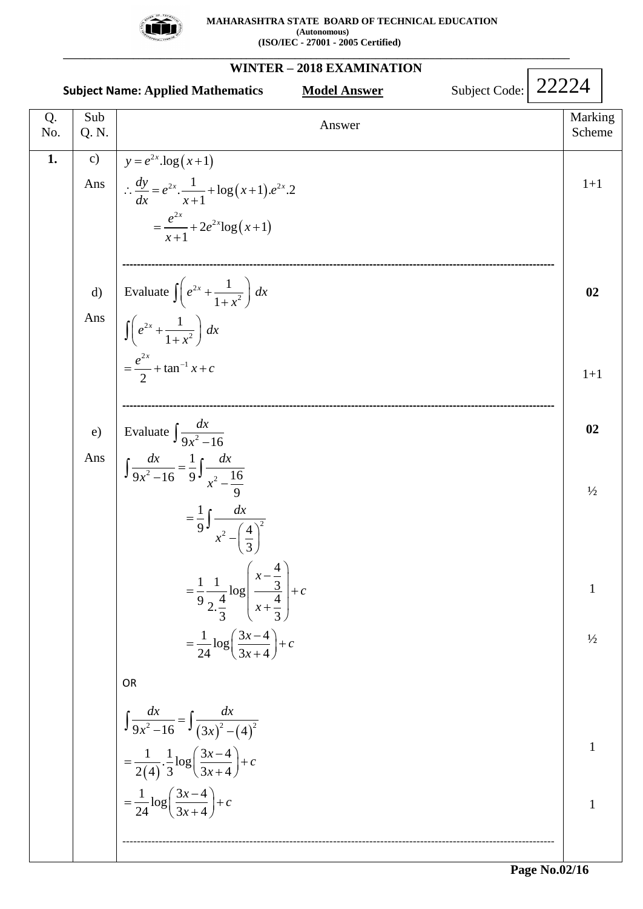| Q. No. | Sub Q. N. | Answer | Marking Scheme |
|---|---|---|---|
| **1.** | c) | $y = e^{2x}.\log(x+1)$ | |
| | Ans | $\therefore \frac{dy}{dx} = e^{2x}.\frac{1}{x+1} + \log(x+1).e^{2x}.2$ | 1+1 |
| | | $= \frac{e^{2x}}{x+1} + 2e^{2x}\log(x+1)$ | |
| | d) | Evaluate $\int \left( e^{2x} + \frac{1}{1+x^2} \right) dx$ | **02** |
| | Ans | $\int \left( e^{2x} + \frac{1}{1+x^2} \right) dx$ | |
| | | $= \frac{e^{2x}}{2} + \tan^{-1} x + c$ | 1+1 |
| | e) | Evaluate $\int \frac{dx}{9x^2 - 16}$ | **02** |
| | Ans | $\int \frac{dx}{9x^2 - 16} = \frac{1}{9} \int \frac{dx}{x^2 - \frac{16}{9}}$ | ½ |
| | | $= \frac{1}{9} \int \frac{dx}{x^2 - \left(\frac{4}{3}\right)^2}$ | |
| | | $= \frac{1}{9} \frac{1}{2.\frac{4}{3}} \log \left( \frac{x - \frac{4}{3}}{x + \frac{4}{3}} \right) + c$ | 1 |
| | | $= \frac{1}{24} \log \left( \frac{3x-4}{3x+4} \right) + c$ | ½ |
| | | OR | |
| | | $\int \frac{dx}{9x^2 - 16} = \int \frac{dx}{(3x)^2 - (4)^2}$ | |
| | | $= \frac{1}{2(4)} . \frac{1}{3} \log \left( \frac{3x-4}{3x+4} \right) + c$ | 1 |
| | | $= \frac{1}{24} \log \left( \frac{3x-4}{3x+4} \right) + c$ | 1 |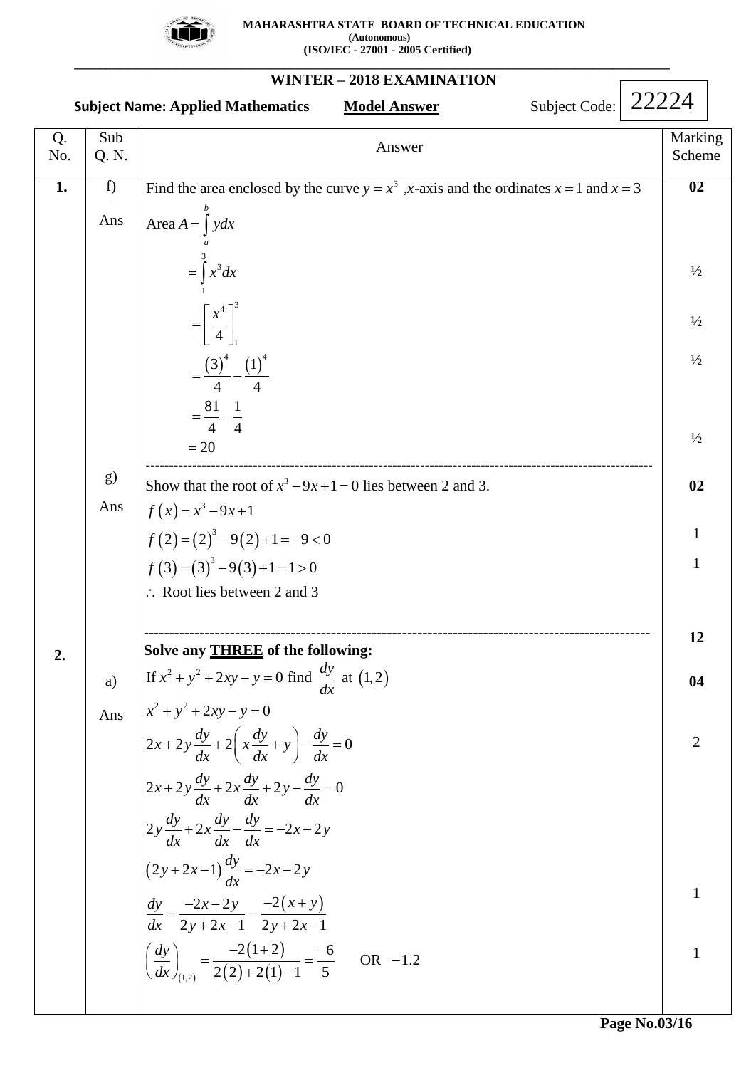**MAHARASHTRA STATE BOARD OF TECHNICAL EDUCATION**
**(Autonomous)**
**(ISO/IEC - 27001 - 2005 Certified)**

## WINTER – 2018 EXAMINATION

**Subject Name: Applied Mathematics** **Model Answer** Subject Code: 22224

| Q. No. | Sub Q. N. | Answer | Marking Scheme |
|---|---|---|---|
| 1. | f) | Find the area enclosed by the curve $y = x^3$ ,$x$-axis and the ordinates $x=1$ and $x=3$ | 02 |
| | Ans | Area $A = \int_a^b y\,dx$ | |
| | | $= \int_1^3 x^3 dx$ | ½ |
| | | $= \left[\frac{x^4}{4}\right]_1^3$ | ½ |
| | | $= \frac{(3)^4}{4} - \frac{(1)^4}{4}$ | ½ |
| | | $= \frac{81}{4} - \frac{1}{4}$ <br> $= 20$ | ½ |
| | g) | Show that the root of $x^3 - 9x + 1 = 0$ lies between 2 and 3. | 02 |
| | Ans | $f(x) = x^3 - 9x + 1$ | |
| | | $f(2) = (2)^3 - 9(2) + 1 = -9 < 0$ | 1 |
| | | $f(3) = (3)^3 - 9(3) + 1 = 1 > 0$ | 1 |
| | | $\therefore$ Root lies between 2 and 3 | |
| 2. | | **Solve any THREE of the following:** | 12 |
| | a) | If $x^2 + y^2 + 2xy - y = 0$ find $\frac{dy}{dx}$ at $(1,2)$ | 04 |
| | Ans | $x^2 + y^2 + 2xy - y = 0$ | |
| | | $2x + 2y\frac{dy}{dx} + 2\left(x\frac{dy}{dx} + y\right) - \frac{dy}{dx} = 0$ | 2 |
| | | $2x + 2y\frac{dy}{dx} + 2x\frac{dy}{dx} + 2y - \frac{dy}{dx} = 0$ | |
| | | $2y\frac{dy}{dx} + 2x\frac{dy}{dx} - \frac{dy}{dx} = -2x - 2y$ | |
| | | $(2y + 2x - 1)\frac{dy}{dx} = -2x - 2y$ | |
| | | $\frac{dy}{dx} = \frac{-2x - 2y}{2y + 2x - 1} = \frac{-2(x+y)}{2y + 2x - 1}$ | 1 |
| | | $\left(\frac{dy}{dx}\right)_{(1,2)} = \frac{-2(1+2)}{2(2) + 2(1) - 1} = \frac{-6}{5}$ OR $-1.2$ | 1 |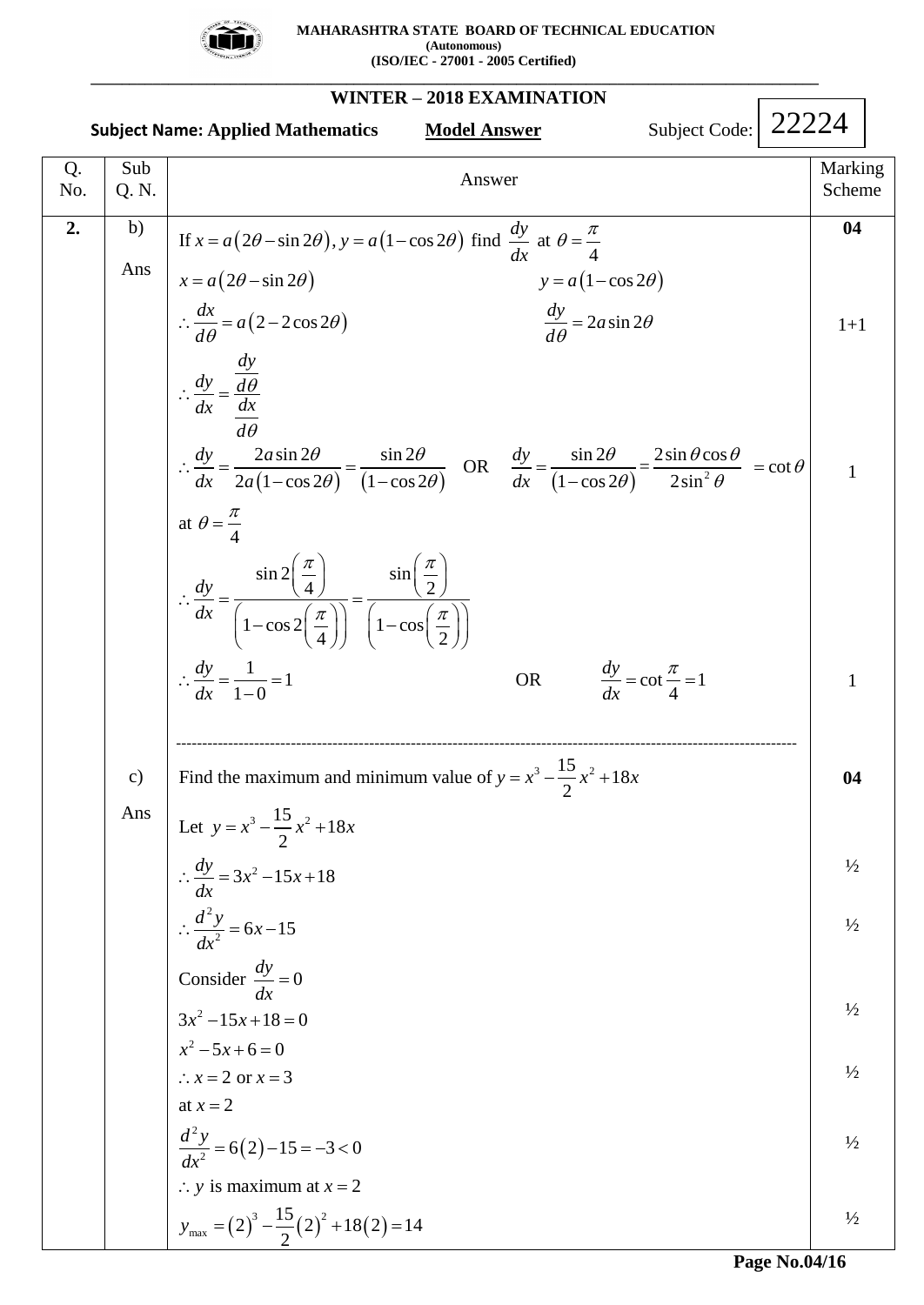| Q. No. | Sub Q. N. | Answer | Marking Scheme |
|---|---|---|---|
| **2.** | b) | If $x = a(2\theta - \sin 2\theta), y = a(1-\cos 2\theta)$ find $\frac{dy}{dx}$ at $\theta = \frac{\pi}{4}$ | **04** |
| | Ans | $x = a(2\theta - \sin 2\theta)$ $\quad$ $y = a(1-\cos 2\theta)$ | |
| | | $\therefore \frac{dx}{d\theta} = a(2 - 2\cos 2\theta)$ $\quad$ $\frac{dy}{d\theta} = 2a\sin 2\theta$ | 1+1 |
| | | $\therefore \frac{dy}{dx} = \frac{\frac{dy}{d\theta}}{\frac{dx}{d\theta}}$ | |
| | | $\therefore \frac{dy}{dx} = \frac{2a\sin 2\theta}{2a(1-\cos 2\theta)} = \frac{\sin 2\theta}{(1-\cos 2\theta)}$ OR $\frac{dy}{dx} = \frac{\sin 2\theta}{(1-\cos 2\theta)} = \frac{2\sin\theta\cos\theta}{2\sin^2\theta} = \cot\theta$ | 1 |
| | | at $\theta = \frac{\pi}{4}$ | |
| | | $\therefore \frac{dy}{dx} = \frac{\sin 2\left(\frac{\pi}{4}\right)}{\left(1-\cos 2\left(\frac{\pi}{4}\right)\right)} = \frac{\sin\left(\frac{\pi}{2}\right)}{\left(1-\cos\left(\frac{\pi}{2}\right)\right)}$ | |
| | | $\therefore \frac{dy}{dx} = \frac{1}{1-0} = 1$ $\quad$ OR $\quad$ $\frac{dy}{dx} = \cot\frac{\pi}{4} = 1$ | 1 |
| | c) | Find the maximum and minimum value of $y = x^3 - \frac{15}{2}x^2 + 18x$ | **04** |
| | Ans | Let $y = x^3 - \frac{15}{2}x^2 + 18x$ | |
| | | $\therefore \frac{dy}{dx} = 3x^2 - 15x + 18$ | ½ |
| | | $\therefore \frac{d^2y}{dx^2} = 6x - 15$ | ½ |
| | | Consider $\frac{dy}{dx} = 0$ <br> $3x^2 - 15x + 18 = 0$ | ½ |
| | | $x^2 - 5x + 6 = 0$ <br> $\therefore x = 2$ or $x = 3$ | ½ |
| | | at $x = 2$ <br> $\frac{d^2y}{dx^2} = 6(2) - 15 = -3 < 0$ | ½ |
| | | $\therefore y$ is maximum at $x = 2$ <br> $y_{\max} = (2)^3 - \frac{15}{2}(2)^2 + 18(2) = 14$ | ½ |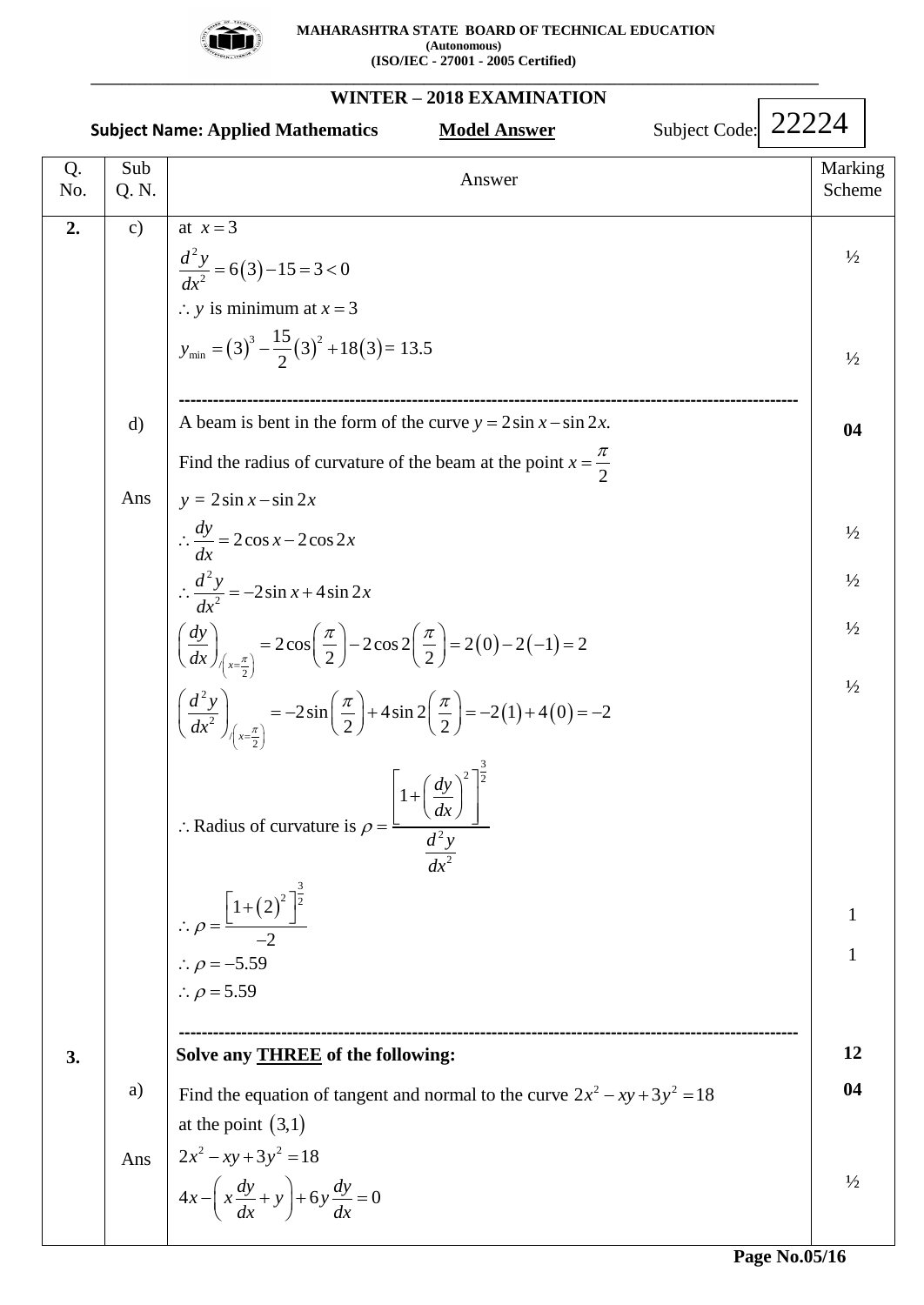| Q. No. | Sub Q. N. | Answer | Marking Scheme |
|---|---|---|---|
| **2.** | c) | at $x=3$ | |
| | | $\frac{d^2y}{dx^2}=6(3)-15=3<0$ | ½ |
| | | $\therefore y$ is minimum at $x=3$ | |
| | | $y_{\min}=(3)^3-\frac{15}{2}(3)^2+18(3)=13.5$ | ½ |
| | d) | A beam is bent in the form of the curve $y=2\sin x-\sin 2x$. Find the radius of curvature of the beam at the point $x=\frac{\pi}{2}$ | **04** |
| | Ans | $y=2\sin x-\sin 2x$ | |
| | | $\therefore \frac{dy}{dx}=2\cos x-2\cos 2x$ | ½ |
| | | $\therefore \frac{d^2y}{dx^2}=-2\sin x+4\sin 2x$ | ½ |
| | | $\left(\frac{dy}{dx}\right)_{\left(x=\frac{\pi}{2}\right)}=2\cos\left(\frac{\pi}{2}\right)-2\cos 2\left(\frac{\pi}{2}\right)=2(0)-2(-1)=2$ | ½ |
| | | $\left(\frac{d^2y}{dx^2}\right)_{\left(x=\frac{\pi}{2}\right)}=-2\sin\left(\frac{\pi}{2}\right)+4\sin 2\left(\frac{\pi}{2}\right)=-2(1)+4(0)=-2$ | ½ |
| | | $\therefore$ Radius of curvature is $\rho=\frac{\left[1+\left(\frac{dy}{dx}\right)^2\right]^{\frac{3}{2}}}{\frac{d^2y}{dx^2}}$ | |
| | | $\therefore \rho=\frac{\left[1+(2)^2\right]^{\frac{3}{2}}}{-2}$ | 1 |
| | | $\therefore \rho=-5.59$ | 1 |
| | | $\therefore \rho=5.59$ | |
| **3.** | | **Solve any THREE of the following:** | **12** |
| | a) | Find the equation of tangent and normal to the curve $2x^2-xy+3y^2=18$ at the point $(3,1)$ | **04** |
| | Ans | $2x^2-xy+3y^2=18$ | |
| | | $4x-\left(x\frac{dy}{dx}+y\right)+6y\frac{dy}{dx}=0$ | ½ |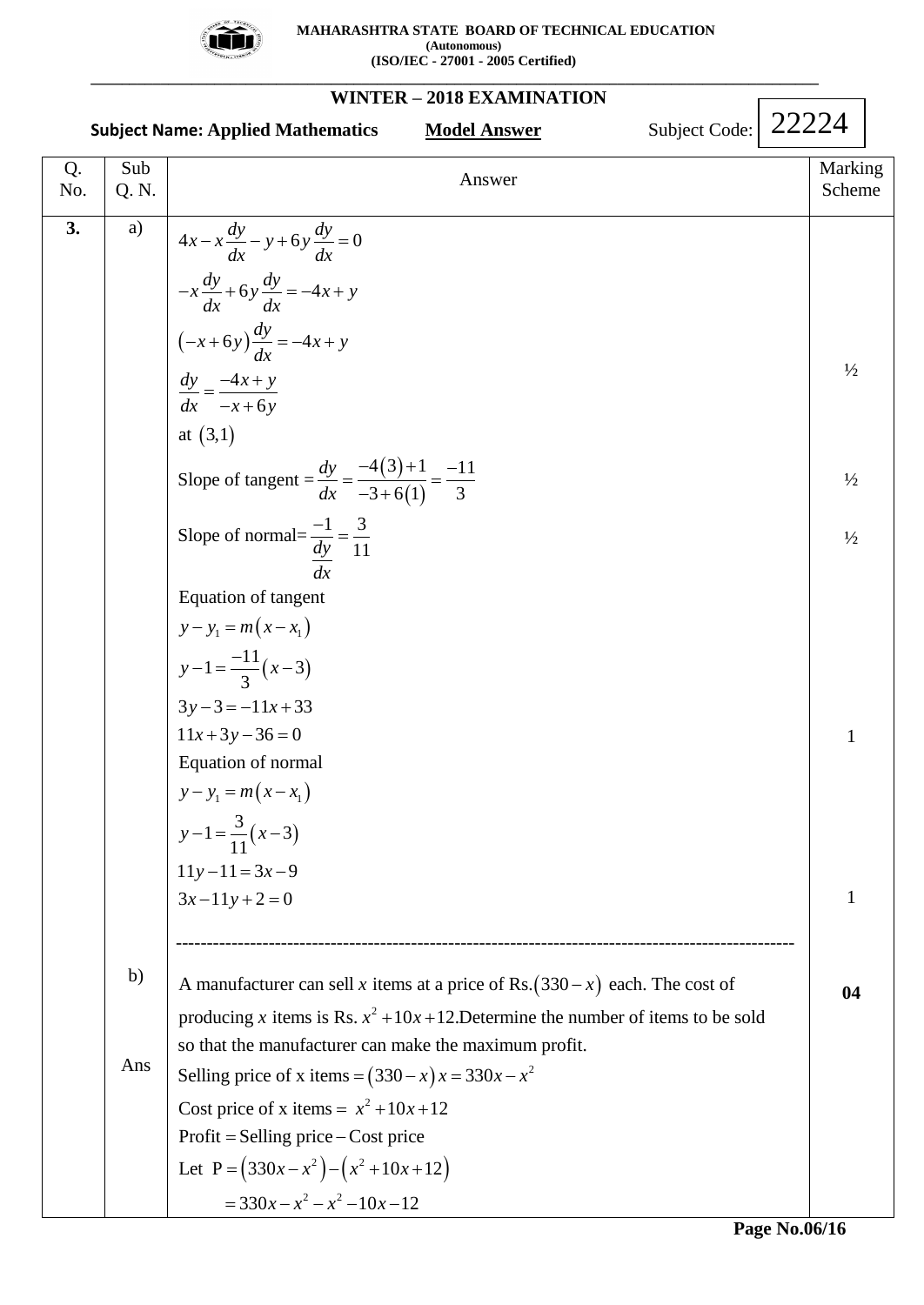**WINTER – 2018 EXAMINATION**

**Subject Name: Applied Mathematics** **Model Answer** Subject Code: 22224

| Q. No. | Sub Q. N. | Answer | Marking Scheme |
|---|---|---|---|
| **3.** | a) | $4x - x\dfrac{dy}{dx} - y + 6y\dfrac{dy}{dx} = 0$ | |
| | | $-x\dfrac{dy}{dx} + 6y\dfrac{dy}{dx} = -4x + y$ | |
| | | $\left(-x+6y\right)\dfrac{dy}{dx} = -4x + y$ | |
| | | $\dfrac{dy}{dx} = \dfrac{-4x+y}{-x+6y}$ | ½ |
| | | at $(3,1)$ | |
| | | Slope of tangent $= \dfrac{dy}{dx} = \dfrac{-4(3)+1}{-3+6(1)} = \dfrac{-11}{3}$ | ½ |
| | | Slope of normal $= \dfrac{-1}{\dfrac{dy}{dx}} = \dfrac{3}{11}$ | ½ |
| | | Equation of tangent | |
| | | $y - y_1 = m(x - x_1)$ | |
| | | $y - 1 = \dfrac{-11}{3}(x-3)$ | |
| | | $3y - 3 = -11x + 33$ | |
| | | $11x + 3y - 36 = 0$ | 1 |
| | | Equation of normal | |
| | | $y - y_1 = m(x - x_1)$ | |
| | | $y - 1 = \dfrac{3}{11}(x-3)$ | |
| | | $11y - 11 = 3x - 9$ | |
| | | $3x - 11y + 2 = 0$ | 1 |
| | | ------------------------------------------------------------------------------------------------ | |
| | b) | A manufacturer can sell $x$ items at a price of Rs.$(330-x)$ each. The cost of producing $x$ items is Rs. $x^2+10x+12$. Determine the number of items to be sold so that the manufacturer can make the maximum profit. | **04** |
| | Ans | Selling price of x items $= (330-x)x = 330x - x^2$ | |
| | | Cost price of x items $= x^2 + 10x + 12$ | |
| | | Profit = Selling price − Cost price | |
| | | Let $P = \left(330x - x^2\right) - \left(x^2 + 10x + 12\right)$ | |
| | | $= 330x - x^2 - x^2 - 10x - 12$ | |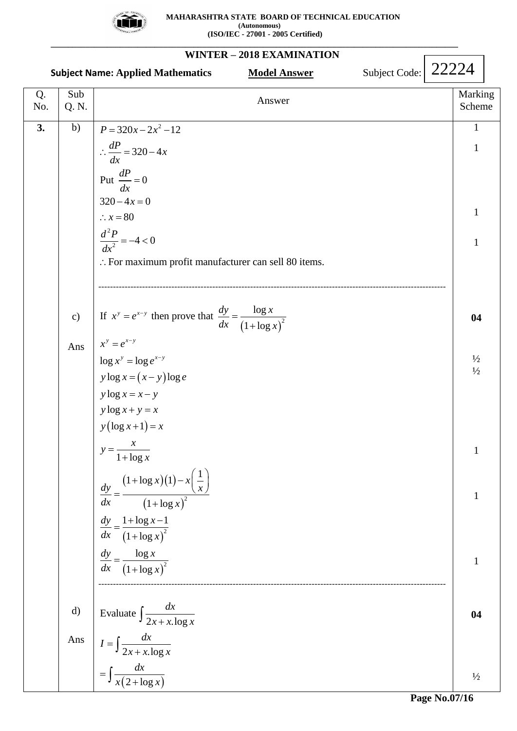| Q. No. | Sub Q. N. | Answer | Marking Scheme |
|---|---|---|---|
| **3.** | b) | $P = 320x - 2x^2 - 12$ | 1 |
| | | $\therefore \dfrac{dP}{dx} = 320 - 4x$ | 1 |
| | | Put $\dfrac{dP}{dx} = 0$ | |
| | | $320 - 4x = 0$ | |
| | | $\therefore x = 80$ | 1 |
| | | $\dfrac{d^2P}{dx^2} = -4 < 0$ | 1 |
| | | $\therefore$ For maximum profit manufacturer can sell 80 items. | |
| | c) | If $x^y = e^{x-y}$ then prove that $\dfrac{dy}{dx} = \dfrac{\log x}{(1+\log x)^2}$ | **04** |
| | Ans | $x^y = e^{x-y}$ | |
| | | $\log x^y = \log e^{x-y}$ | ½ |
| | | $y\log x = (x-y)\log e$ | ½ |
| | | $y\log x = x - y$ | |
| | | $y\log x + y = x$ | |
| | | $y(\log x + 1) = x$ | |
| | | $y = \dfrac{x}{1+\log x}$ | 1 |
| | | $\dfrac{dy}{dx} = \dfrac{(1+\log x)(1) - x\left(\dfrac{1}{x}\right)}{(1+\log x)^2}$ | 1 |
| | | $\dfrac{dy}{dx} = \dfrac{1+\log x - 1}{(1+\log x)^2}$ | |
| | | $\dfrac{dy}{dx} = \dfrac{\log x}{(1+\log x)^2}$ | 1 |
| | d) | Evaluate $\displaystyle\int \frac{dx}{2x + x.\log x}$ | **04** |
| | Ans | $I = \displaystyle\int \frac{dx}{2x + x.\log x}$ | |
| | | $= \displaystyle\int \frac{dx}{x(2+\log x)}$ | ½ |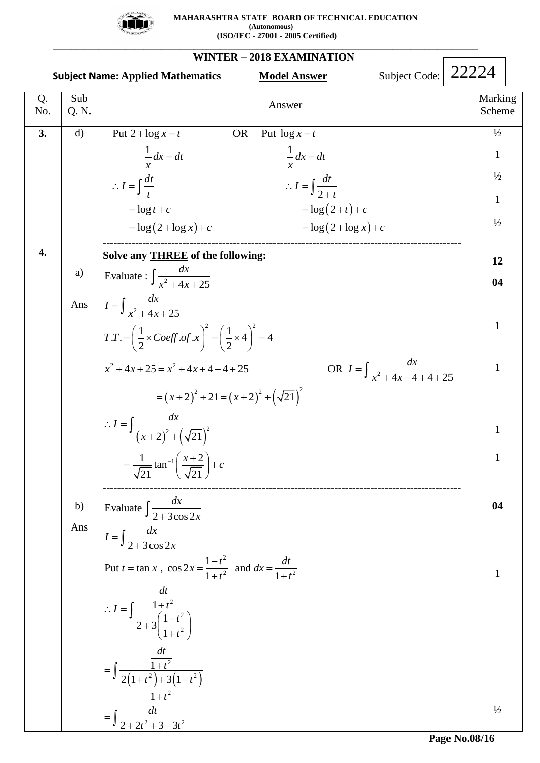| Q. No. | Sub Q. N. | Answer | Marking Scheme |
|---|---|---|---|
| 3. | d) | Put $2+\log x = t$ OR Put $\log x = t$ | ½ |
| | | $\frac{1}{x}dx = dt$ ; $\frac{1}{x}dx = dt$ | 1 |
| | | $\therefore I = \int \frac{dt}{t}$ ; $\therefore I = \int \frac{dt}{2+t}$ | ½ |
| | | $= \log t + c$ ; $= \log(2+t) + c$ | 1 |
| | | $= \log(2+\log x) + c$ ; $= \log(2+\log x) + c$ | ½ |
| 4. | | **Solve any THREE of the following:** | **12** |
| | a) | Evaluate : $\int \frac{dx}{x^2+4x+25}$ | **04** |
| | Ans | $I = \int \frac{dx}{x^2+4x+25}$ | |
| | | $T.T. = \left(\frac{1}{2}\times Coeff.of.x\right)^2 = \left(\frac{1}{2}\times 4\right)^2 = 4$ | 1 |
| | | $x^2+4x+25 = x^2+4x+4-4+25$ OR $I = \int \frac{dx}{x^2+4x-4+4+25}$ | 1 |
| | | $= (x+2)^2 + 21 = (x+2)^2 + \left(\sqrt{21}\right)^2$ | |
| | | $\therefore I = \int \frac{dx}{(x+2)^2+\left(\sqrt{21}\right)^2}$ | 1 |
| | | $= \frac{1}{\sqrt{21}}\tan^{-1}\left(\frac{x+2}{\sqrt{21}}\right) + c$ | 1 |
| | b) | Evaluate $\int \frac{dx}{2+3\cos 2x}$ | **04** |
| | Ans | $I = \int \frac{dx}{2+3\cos 2x}$ | |
| | | Put $t = \tan x$ , $\cos 2x = \frac{1-t^2}{1+t^2}$ and $dx = \frac{dt}{1+t^2}$ | 1 |
| | | $\therefore I = \int \frac{\frac{dt}{1+t^2}}{2+3\left(\frac{1-t^2}{1+t^2}\right)}$ | |
| | | $= \int \frac{\frac{dt}{1+t^2}}{\frac{2(1+t^2)+3(1-t^2)}{1+t^2}}$ | |
| | | $= \int \frac{dt}{2+2t^2+3-3t^2}$ | ½ |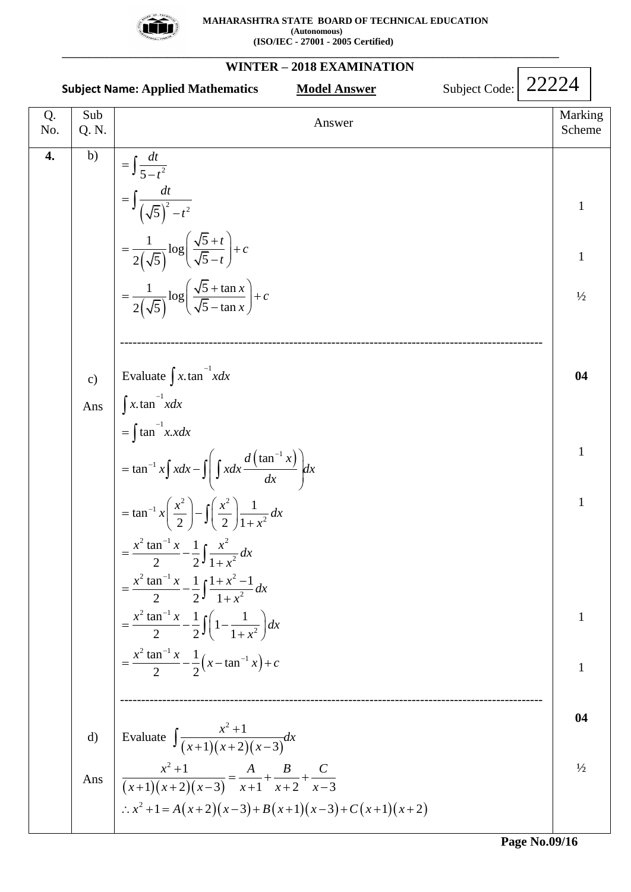| Q. No. | Sub Q. N. | Answer | Marking Scheme |
|---|---|---|---|
| 4. | b) | $=\int \frac{dt}{5-t^2}$ | |
| | | $=\int \frac{dt}{\left(\sqrt{5}\right)^2-t^2}$ | 1 |
| | | $=\frac{1}{2\left(\sqrt{5}\right)}\log\left(\frac{\sqrt{5}+t}{\sqrt{5}-t}\right)+c$ | 1 |
| | | $=\frac{1}{2\left(\sqrt{5}\right)}\log\left(\frac{\sqrt{5}+\tan x}{\sqrt{5}-\tan x}\right)+c$ | ½ |
| | c) | Evaluate $\int x.\tan^{-1}xdx$ | 04 |
| | Ans | $\int x.\tan^{-1}xdx$ | |
| | | $=\int \tan^{-1}x.xdx$ | |
| | | $=\tan^{-1}x\int xdx-\int\left(\int xdx\frac{d\left(\tan^{-1}x\right)}{dx}\right)dx$ | 1 |
| | | $=\tan^{-1}x\left(\frac{x^2}{2}\right)-\int\left(\frac{x^2}{2}\right)\frac{1}{1+x^2}dx$ | 1 |
| | | $=\frac{x^2\tan^{-1}x}{2}-\frac{1}{2}\int\frac{x^2}{1+x^2}dx$ | |
| | | $=\frac{x^2\tan^{-1}x}{2}-\frac{1}{2}\int\frac{1+x^2-1}{1+x^2}dx$ | |
| | | $=\frac{x^2\tan^{-1}x}{2}-\frac{1}{2}\int\left(1-\frac{1}{1+x^2}\right)dx$ | 1 |
| | | $=\frac{x^2\tan^{-1}x}{2}-\frac{1}{2}\left(x-\tan^{-1}x\right)+c$ | 1 |
| | d) | Evaluate $\int\frac{x^2+1}{(x+1)(x+2)(x-3)}dx$ | 04 |
| | Ans | $\frac{x^2+1}{(x+1)(x+2)(x-3)}=\frac{A}{x+1}+\frac{B}{x+2}+\frac{C}{x-3}$ | ½ |
| | | $\therefore x^2+1=A(x+2)(x-3)+B(x+1)(x-3)+C(x+1)(x+2)$ | |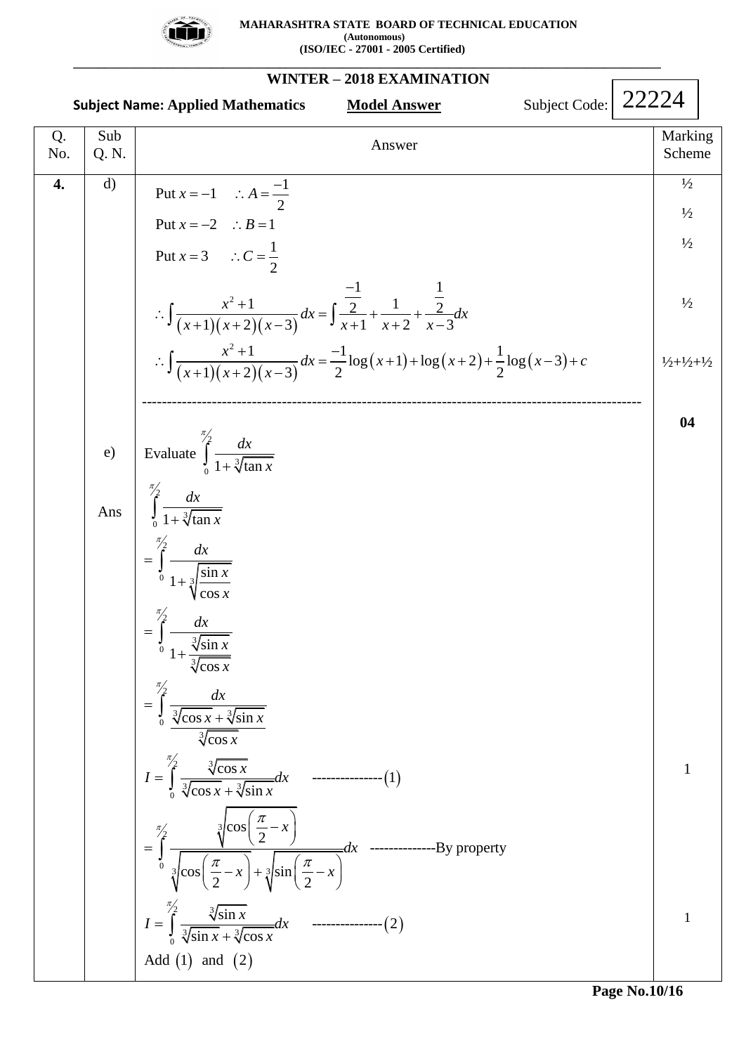| Q. No. | Sub Q. N. | Answer | Marking Scheme |
|---|---|---|---|
| **4.** | d) | Put $x=-1 \quad \therefore A=\frac{-1}{2}$ | ½ |
| | | Put $x=-2 \quad \therefore B=1$ | ½ |
| | | Put $x=3 \quad \therefore C=\frac{1}{2}$ | ½ |
| | | $\therefore \int \frac{x^2+1}{(x+1)(x+2)(x-3)}dx=\int \frac{\frac{-1}{2}}{x+1}+\frac{1}{x+2}+\frac{\frac{1}{2}}{x-3}dx$ | ½ |
| | | $\therefore \int \frac{x^2+1}{(x+1)(x+2)(x-3)}dx=\frac{-1}{2}\log(x+1)+\log(x+2)+\frac{1}{2}\log(x-3)+c$ | ½+½+½ |
| | | ------------------------------------------------------------------------------------------------ | **04** |
| | e) | Evaluate $\int_0^{\pi/2} \frac{dx}{1+\sqrt[3]{\tan x}}$ | |
| | Ans | $\int_0^{\pi/2} \frac{dx}{1+\sqrt[3]{\tan x}}$ | |
| | | $=\int_0^{\pi/2} \frac{dx}{1+\sqrt[3]{\frac{\sin x}{\cos x}}}$ | |
| | | $=\int_0^{\pi/2} \frac{dx}{1+\frac{\sqrt[3]{\sin x}}{\sqrt[3]{\cos x}}}$ | |
| | | $=\int_0^{\pi/2} \frac{dx}{\frac{\sqrt[3]{\cos x}+\sqrt[3]{\sin x}}{\sqrt[3]{\cos x}}}$ | |
| | | $I=\int_0^{\pi/2} \frac{\sqrt[3]{\cos x}}{\sqrt[3]{\cos x}+\sqrt[3]{\sin x}}dx$ ---------------(1) | 1 |
| | | $=\int_0^{\pi/2} \frac{\sqrt[3]{\cos\left(\frac{\pi}{2}-x\right)}}{\sqrt[3]{\cos\left(\frac{\pi}{2}-x\right)}+\sqrt[3]{\sin\left(\frac{\pi}{2}-x\right)}}dx$ --------------By property | |
| | | $I=\int_0^{\pi/2} \frac{\sqrt[3]{\sin x}}{\sqrt[3]{\sin x}+\sqrt[3]{\cos x}}dx$ ---------------(2) | 1 |
| | | Add (1) and (2) | |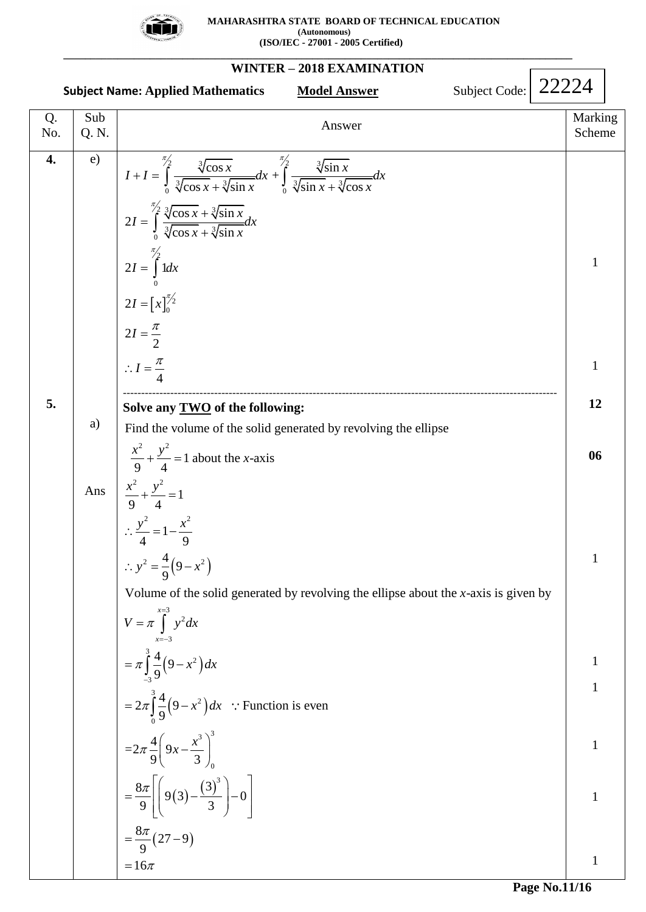**MAHARASHTRA STATE BOARD OF TECHNICAL EDUCATION**
**(Autonomous)**
**(ISO/IEC - 27001 - 2005 Certified)**

## WINTER – 2018 EXAMINATION

**Subject Name: Applied Mathematics** **Model Answer** Subject Code: 22224

| Q. No. | Sub Q. N. | Answer | Marking Scheme |
|---|---|---|---|
| **4.** | e) | $I+I=\int_0^{\pi/2}\frac{\sqrt[3]{\cos x}}{\sqrt[3]{\cos x}+\sqrt[3]{\sin x}}dx+\int_0^{\pi/2}\frac{\sqrt[3]{\sin x}}{\sqrt[3]{\sin x}+\sqrt[3]{\cos x}}dx$ | |
| | | $2I=\int_0^{\pi/2}\frac{\sqrt[3]{\cos x}+\sqrt[3]{\sin x}}{\sqrt[3]{\cos x}+\sqrt[3]{\sin x}}dx$ | |
| | | $2I=\int_0^{\pi/2}1dx$ | 1 |
| | | $2I=\left[x\right]_0^{\pi/2}$ | |
| | | $2I=\frac{\pi}{2}$ | |
| | | $\therefore I=\frac{\pi}{4}$ | 1 |
| **5.** | | **Solve any TWO of the following:** | **12** |
| | a) | Find the volume of the solid generated by revolving the ellipse $\frac{x^2}{9}+\frac{y^2}{4}=1$ about the *x*-axis | **06** |
| | Ans | $\frac{x^2}{9}+\frac{y^2}{4}=1$ | |
| | | $\therefore \frac{y^2}{4}=1-\frac{x^2}{9}$ | |
| | | $\therefore y^2=\frac{4}{9}\left(9-x^2\right)$ | 1 |
| | | Volume of the solid generated by revolving the ellipse about the *x*-axis is given by | |
| | | $V=\pi\int_{x=-3}^{x=3}y^2dx$ | |
| | | $=\pi\int_{-3}^{3}\frac{4}{9}\left(9-x^2\right)dx$ | 1 |
| | | $=2\pi\int_0^3\frac{4}{9}\left(9-x^2\right)dx \quad \because$ Function is even | 1 |
| | | $=2\pi\frac{4}{9}\left(9x-\frac{x^3}{3}\right)_0^3$ | 1 |
| | | $=\frac{8\pi}{9}\left[\left(9(3)-\frac{(3)^3}{3}\right)-0\right]$ | 1 |
| | | $=\frac{8\pi}{9}(27-9)$ | |
| | | $=16\pi$ | 1 |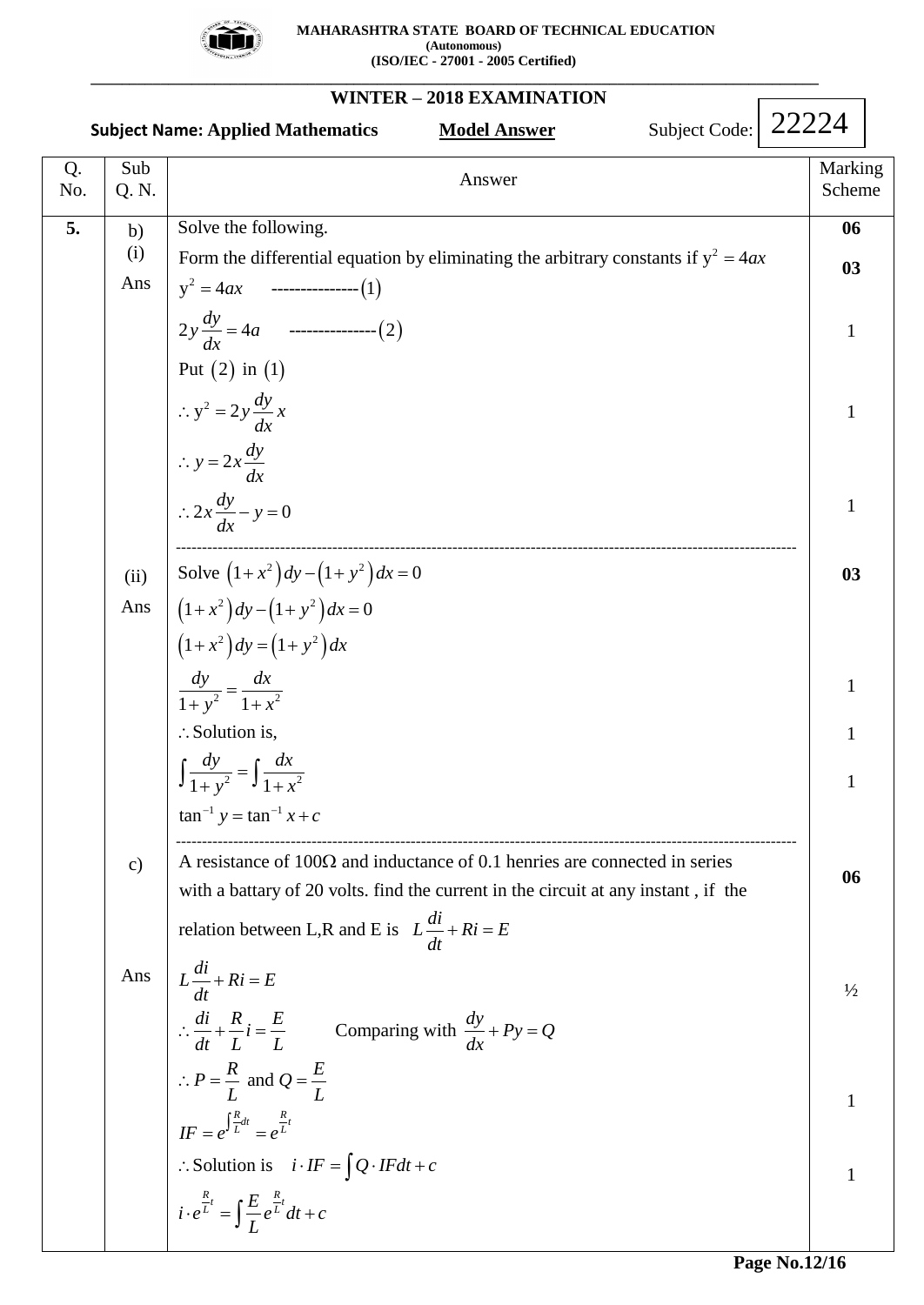**MAHARASHTRA STATE BOARD OF TECHNICAL EDUCATION**
**(Autonomous)**
**(ISO/IEC - 27001 - 2005 Certified)**

**WINTER – 2018 EXAMINATION**

**Subject Name: Applied Mathematics** **Model Answer** Subject Code: 22224

| Q. No. | Sub Q. N. | Answer | Marking Scheme |
|---|---|---|---|
| 5. | b) | Solve the following. | 06 |
| | (i) | Form the differential equation by eliminating the arbitrary constants if $y^2 = 4ax$ | 03 |
| | Ans | $y^2 = 4ax \quad ---------------(1)$ | |
| | | $2y\dfrac{dy}{dx} = 4a \quad ---------------(2)$ | 1 |
| | | Put $(2)$ in $(1)$ | |
| | | $\therefore y^2 = 2y\dfrac{dy}{dx}x$ | 1 |
| | | $\therefore y = 2x\dfrac{dy}{dx}$ | |
| | | $\therefore 2x\dfrac{dy}{dx} - y = 0$ | 1 |
| | (ii) | Solve $(1+x^2)dy - (1+y^2)dx = 0$ | 03 |
| | Ans | $(1+x^2)dy - (1+y^2)dx = 0$ | |
| | | $(1+x^2)dy = (1+y^2)dx$ | |
| | | $\dfrac{dy}{1+y^2} = \dfrac{dx}{1+x^2}$ | 1 |
| | | $\therefore$ Solution is, | 1 |
| | | $\int \dfrac{dy}{1+y^2} = \int \dfrac{dx}{1+x^2}$ | 1 |
| | | $\tan^{-1} y = \tan^{-1} x + c$ | |
| | c) | A resistance of $100\Omega$ and inductance of 0.1 henries are connected in series with a battary of 20 volts. find the current in the circuit at any instant , if the relation between L,R and E is $L\dfrac{di}{dt} + Ri = E$ | 06 |
| | Ans | $L\dfrac{di}{dt} + Ri = E$ | ½ |
| | | $\therefore \dfrac{di}{dt} + \dfrac{R}{L}i = \dfrac{E}{L}$ Comparing with $\dfrac{dy}{dx} + Py = Q$ | |
| | | $\therefore P = \dfrac{R}{L}$ and $Q = \dfrac{E}{L}$ | |
| | | $IF = e^{\int \frac{R}{L}dt} = e^{\frac{R}{L}t}$ | 1 |
| | | $\therefore$ Solution is $i \cdot IF = \int Q \cdot IF dt + c$ | 1 |
| | | $i \cdot e^{\frac{R}{L}t} = \int \dfrac{E}{L} e^{\frac{R}{L}t} dt + c$ | |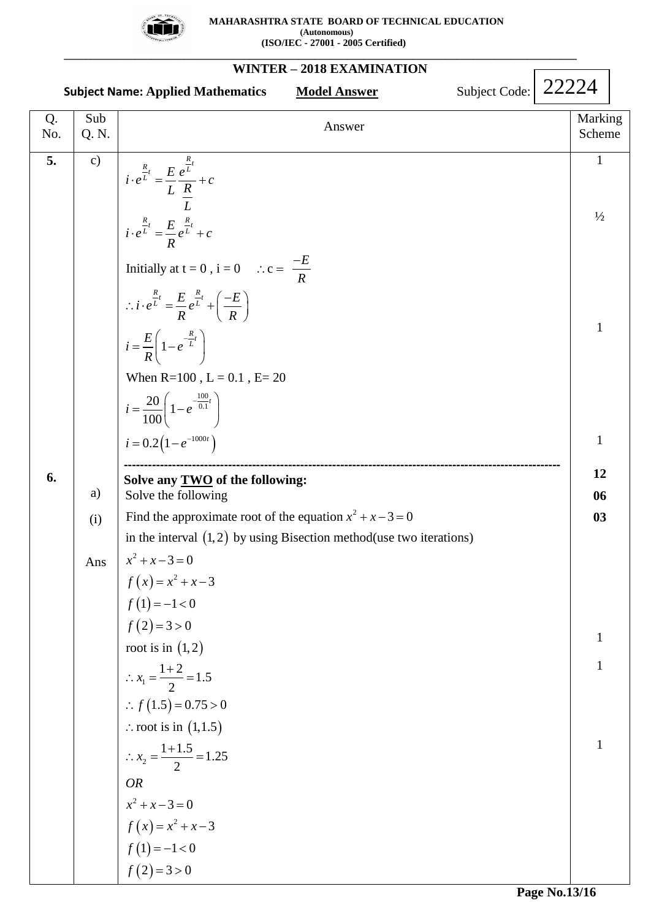| Q. No. | Sub Q. N. | Answer | Marking Scheme |
|---|---|---|---|
| 5. | c) | $i \cdot e^{\frac{R}{L}t} = \dfrac{E}{L}\dfrac{e^{\frac{R}{L}t}}{\frac{R}{L}} + c$ | 1 |
| | | $i \cdot e^{\frac{R}{L}t} = \dfrac{E}{R}e^{\frac{R}{L}t} + c$ | ½ |
| | | Initially at t = 0 , i = 0 $\quad \therefore c = \dfrac{-E}{R}$ | |
| | | $\therefore i \cdot e^{\frac{R}{L}t} = \dfrac{E}{R}e^{\frac{R}{L}t} + \left(\dfrac{-E}{R}\right)$ | |
| | | $i = \dfrac{E}{R}\left(1 - e^{-\frac{R}{L}t}\right)$ | 1 |
| | | When R=100 , L = 0.1 , E= 20 | |
| | | $i = \dfrac{20}{100}\left(1 - e^{-\frac{100}{0.1}t}\right)$ | |
| | | $i = 0.2\left(1 - e^{-1000t}\right)$ | 1 |
| 6. | | **Solve any TWO of the following:** | **12** |
| | a) | Solve the following | **06** |
| | (i) | Find the approximate root of the equation $x^2 + x - 3 = 0$ in the interval $(1,2)$ by using Bisection method(use two iterations) | **03** |
| | Ans | $x^2 + x - 3 = 0$ | |
| | | $f(x) = x^2 + x - 3$ | |
| | | $f(1) = -1 < 0$ | |
| | | $f(2) = 3 > 0$ | |
| | | root is in $(1,2)$ | 1 |
| | | $\therefore x_1 = \dfrac{1+2}{2} = 1.5$ | 1 |
| | | $\therefore f(1.5) = 0.75 > 0$ | |
| | | $\therefore$ root is in $(1,1.5)$ | |
| | | $\therefore x_2 = \dfrac{1+1.5}{2} = 1.25$ | 1 |
| | | *OR* | |
| | | $x^2 + x - 3 = 0$ | |
| | | $f(x) = x^2 + x - 3$ | |
| | | $f(1) = -1 < 0$ | |
| | | $f(2) = 3 > 0$ | |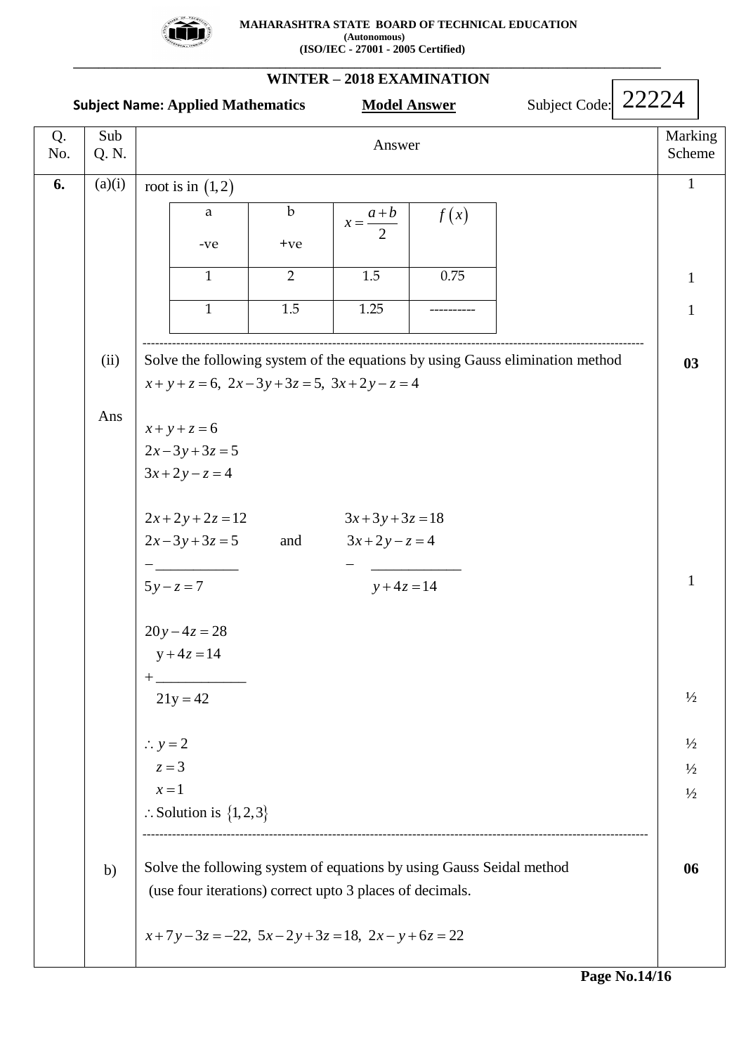**MAHARASHTRA STATE BOARD OF TECHNICAL EDUCATION**
**(Autonomous)**
**(ISO/IEC - 27001 - 2005 Certified)**

## WINTER – 2018 EXAMINATION

**Subject Name: Applied Mathematics** **Model Answer** Subject Code: 22224

| Q. No. | Sub Q. N. | Answer | Marking Scheme |
|---|---|---|---|
| 6. | (a)(i) | root is in $(1,2)$ | 1 |

| a -ve | b +ve | $x=\dfrac{a+b}{2}$ | $f(x)$ | Marks |
|---|---|---|---|---|
| 1 | 2 | 1.5 | 0.75 | 1 |
| 1 | 1.5 | 1.25 | ---------- | 1 |

---

**(ii)** Solve the following system of the equations by using Gauss elimination method **03**

$x+y+z=6,\ 2x-3y+3z=5,\ 3x+2y-z=4$

**Ans**

$$x+y+z=6$$
$$2x-3y+3z=5$$
$$3x+2y-z=4$$

$$\begin{array}{l} 2x+2y+2z=12 \\ 2x-3y+3z=5 \\ \hline 5y-z=7 \end{array} \qquad \text{and} \qquad \begin{array}{l} 3x+3y+3z=18 \\ 3x+2y-z=4 \\ \hline y+4z=14 \end{array} \quad (-) \qquad 1$$

$$\begin{array}{l} 20y-4z=28 \\ y+4z=14 \\ \hline 21y=42 \end{array} \quad (+) \qquad ½$$

$\therefore y=2$ ½

$z=3$ ½

$x=1$ ½

$\therefore$ Solution is $\{1,2,3\}$

---

**b)** Solve the following system of equations by using Gauss Seidal method (use four iterations) correct upto 3 places of decimals. **06**

$x+7y-3z=-22,\ 5x-2y+3z=18,\ 2x-y+6z=22$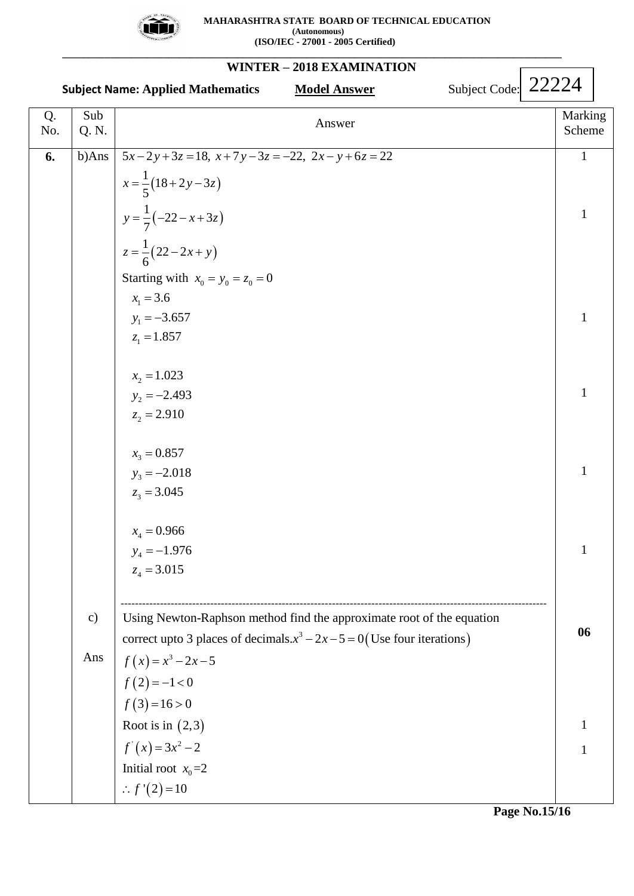| Q. No. | Sub Q. N. | Answer | Marking Scheme |
|---|---|---|---|
| **6.** | b)Ans | $5x-2y+3z=18,\ x+7y-3z=-22,\ 2x-y+6z=22$ | 1 |
| | | $x=\frac{1}{5}(18+2y-3z)$ | |
| | | $y=\frac{1}{7}(-22-x+3z)$ | 1 |
| | | $z=\frac{1}{6}(22-2x+y)$ | |
| | | Starting with $x_0=y_0=z_0=0$ | |
| | | $x_1=3.6$ <br> $y_1=-3.657$ <br> $z_1=1.857$ | 1 |
| | | $x_2=1.023$ <br> $y_2=-2.493$ <br> $z_2=2.910$ | 1 |
| | | $x_3=0.857$ <br> $y_3=-2.018$ <br> $z_3=3.045$ | 1 |
| | | $x_4=0.966$ <br> $y_4=-1.976$ <br> $z_4=3.015$ | 1 |
| | c) | Using Newton-Raphson method find the approximate root of the equation correct upto 3 places of decimals. $x^3-2x-5=0$ (Use four iterations) | **06** |
| | Ans | $f(x)=x^3-2x-5$ | |
| | | $f(2)=-1<0$ | |
| | | $f(3)=16>0$ | |
| | | Root is in $(2,3)$ | 1 |
| | | $f'(x)=3x^2-2$ | 1 |
| | | Initial root $x_0=2$ | |
| | | $\therefore f'(2)=10$ | |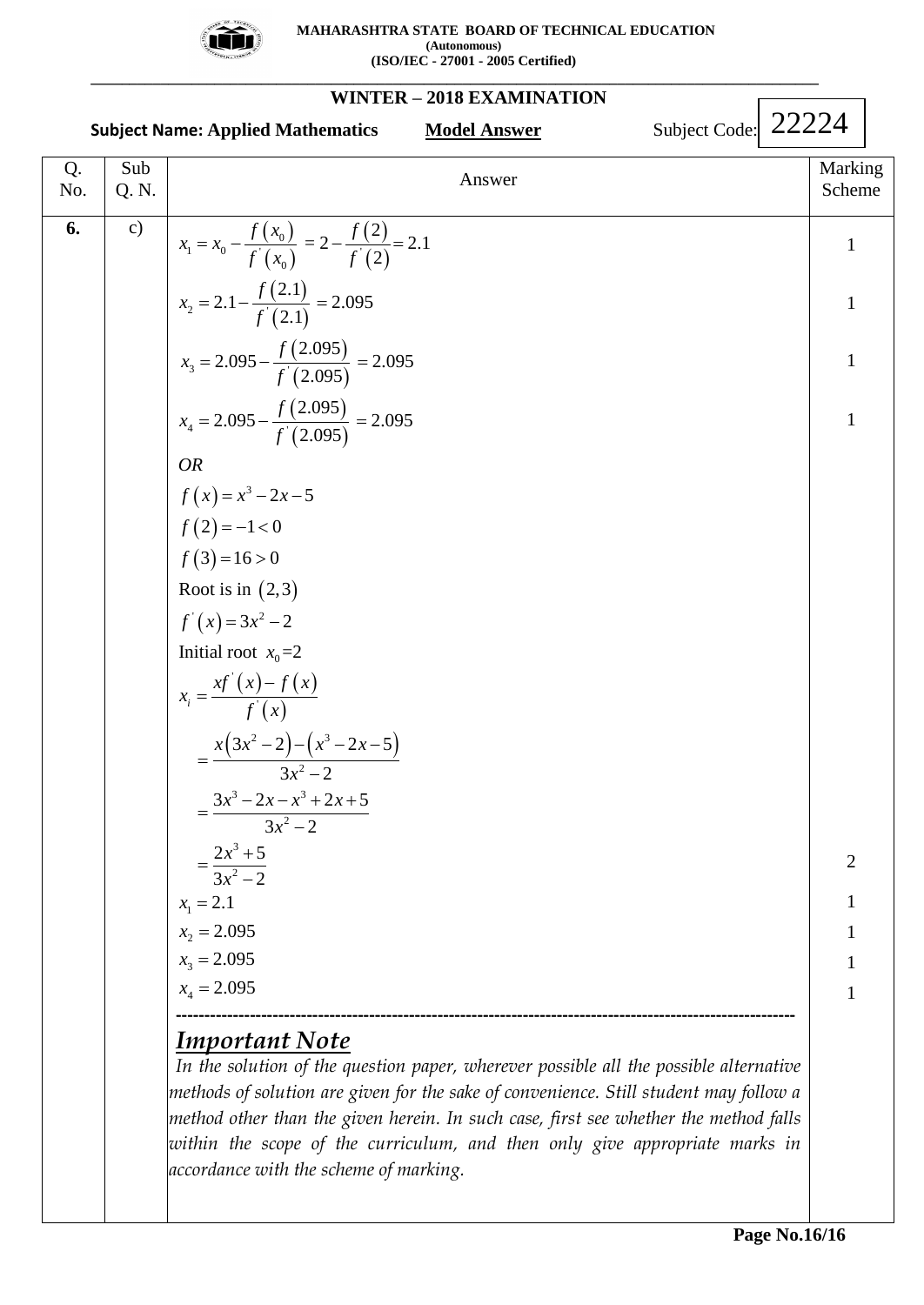| Q. No. | Sub Q. N. | Answer | Marking Scheme |
|---|---|---|---|
| **6.** | c) | $x_1 = x_0 - \frac{f(x_0)}{f'(x_0)} = 2 - \frac{f(2)}{f'(2)} = 2.1$ | 1 |
| | | $x_2 = 2.1 - \frac{f(2.1)}{f'(2.1)} = 2.095$ | 1 |
| | | $x_3 = 2.095 - \frac{f(2.095)}{f'(2.095)} = 2.095$ | 1 |
| | | $x_4 = 2.095 - \frac{f(2.095)}{f'(2.095)} = 2.095$ | 1 |
| | | *OR* | |
| | | $f(x) = x^3 - 2x - 5$ | |
| | | $f(2) = -1 < 0$ | |
| | | $f(3) = 16 > 0$ | |
| | | Root is in $(2,3)$ | |
| | | $f'(x) = 3x^2 - 2$ | |
| | | Initial root $x_0 = 2$ | |
| | | $x_i = \frac{xf'(x) - f(x)}{f'(x)}$ | |
| | | $= \frac{x(3x^2 - 2) - (x^3 - 2x - 5)}{3x^2 - 2}$ | |
| | | $= \frac{3x^3 - 2x - x^3 + 2x + 5}{3x^2 - 2}$ | |
| | | $= \frac{2x^3 + 5}{3x^2 - 2}$ | 2 |
| | | $x_1 = 2.1$ | 1 |
| | | $x_2 = 2.095$ | 1 |
| | | $x_3 = 2.095$ | 1 |
| | | $x_4 = 2.095$ | 1 |

---

## *Important Note*

*In the solution of the question paper, wherever possible all the possible alternative methods of solution are given for the sake of convenience. Still student may follow a method other than the given herein. In such case, first see whether the method falls within the scope of the curriculum, and then only give appropriate marks in accordance with the scheme of marking.*